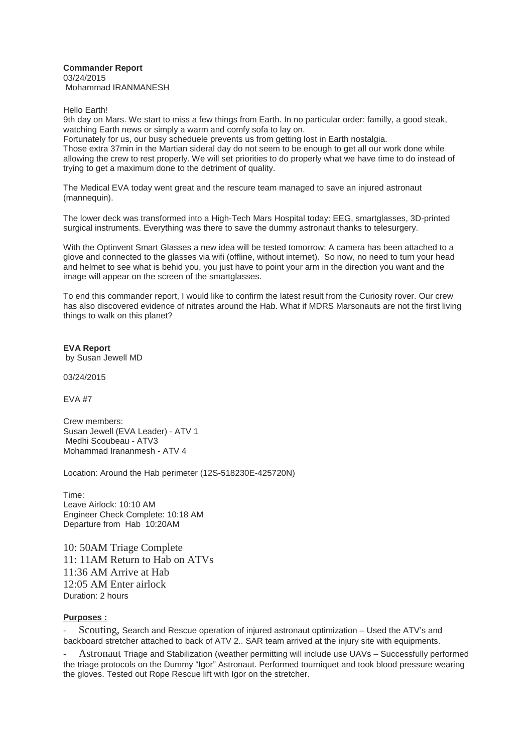**Commander Report**
03/24/2015
Mohammad IRANMANESH

Hello Earth!
9th day on Mars. We start to miss a few things from Earth. In no particular order: familly, a good steak, watching Earth news or simply a warm and comfy sofa to lay on.
Fortunately for us, our busy scheduele prevents us from getting lost in Earth nostalgia.
Those extra 37min in the Martian sideral day do not seem to be enough to get all our work done while allowing the crew to rest properly. We will set priorities to do properly what we have time to do instead of trying to get a maximum done to the detriment of quality.

The Medical EVA today went great and the rescure team managed to save an injured astronaut (mannequin).

The lower deck was transformed into a High-Tech Mars Hospital today: EEG, smartglasses, 3D-printed surgical instruments. Everything was there to save the dummy astronaut thanks to telesurgery.

With the Optinvent Smart Glasses a new idea will be tested tomorrow: A camera has been attached to a glove and connected to the glasses via wifi (offline, without internet). So now, no need to turn your head and helmet to see what is behid you, you just have to point your arm in the direction you want and the image will appear on the screen of the smartglasses.

To end this commander report, I would like to confirm the latest result from the Curiosity rover. Our crew has also discovered evidence of nitrates around the Hab. What if MDRS Marsonauts are not the first living things to walk on this planet?

**EVA Report**
by Susan Jewell MD

03/24/2015

EVA #7

Crew members:
Susan Jewell (EVA Leader) - ATV 1
Medhi Scoubeau - ATV3
Mohammad Irananmesh - ATV 4

Location: Around the Hab perimeter (12S-518230E-425720N)

Time:
Leave Airlock: 10:10 AM
Engineer Check Complete: 10:18 AM
Departure from Hab 10:20AM

10: 50AM Triage Complete
11: 11AM Return to Hab on ATVs
11:36 AM Arrive at Hab
12:05 AM Enter airlock
Duration: 2 hours

**Purposes :**

- Scouting, Search and Rescue operation of injured astronaut optimization – Used the ATV's and backboard stretcher attached to back of ATV 2.. SAR team arrived at the injury site with equipments.
- Astronaut Triage and Stabilization (weather permitting will include use UAVs – Successfully performed the triage protocols on the Dummy "Igor" Astronaut. Performed tourniquet and took blood pressure wearing the gloves. Tested out Rope Rescue lift with Igor on the stretcher.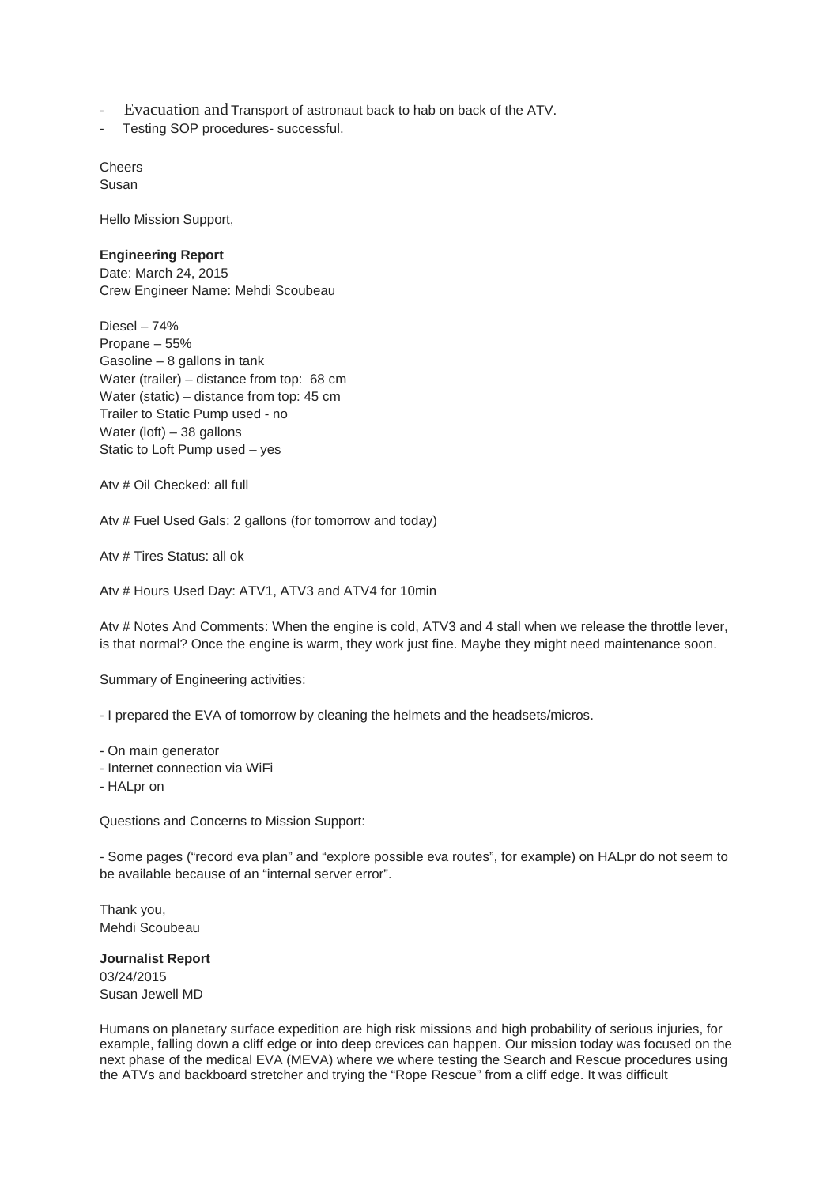- Evacuation and Transport of astronaut back to hab on back of the ATV.
- Testing SOP procedures- successful.

Cheers
Susan

Hello Mission Support,

**Engineering Report**
Date: March 24, 2015
Crew Engineer Name: Mehdi Scoubeau

Diesel – 74%
Propane – 55%
Gasoline – 8 gallons in tank
Water (trailer) – distance from top: 68 cm
Water (static) – distance from top: 45 cm
Trailer to Static Pump used - no
Water (loft) – 38 gallons
Static to Loft Pump used – yes

Atv # Oil Checked: all full

Atv # Fuel Used Gals: 2 gallons (for tomorrow and today)

Atv # Tires Status: all ok

Atv # Hours Used Day: ATV1, ATV3 and ATV4 for 10min

Atv # Notes And Comments: When the engine is cold, ATV3 and 4 stall when we release the throttle lever, is that normal? Once the engine is warm, they work just fine. Maybe they might need maintenance soon.

Summary of Engineering activities:

- I prepared the EVA of tomorrow by cleaning the helmets and the headsets/micros.

- On main generator
- Internet connection via WiFi
- HALpr on

Questions and Concerns to Mission Support:

- Some pages ("record eva plan" and "explore possible eva routes", for example) on HALpr do not seem to be available because of an "internal server error".

Thank you,
Mehdi Scoubeau

**Journalist Report**
03/24/2015
Susan Jewell MD

Humans on planetary surface expedition are high risk missions and high probability of serious injuries, for example, falling down a cliff edge or into deep crevices can happen. Our mission today was focused on the next phase of the medical EVA (MEVA) where we where testing the Search and Rescue procedures using the ATVs and backboard stretcher and trying the "Rope Rescue" from a cliff edge. It was difficult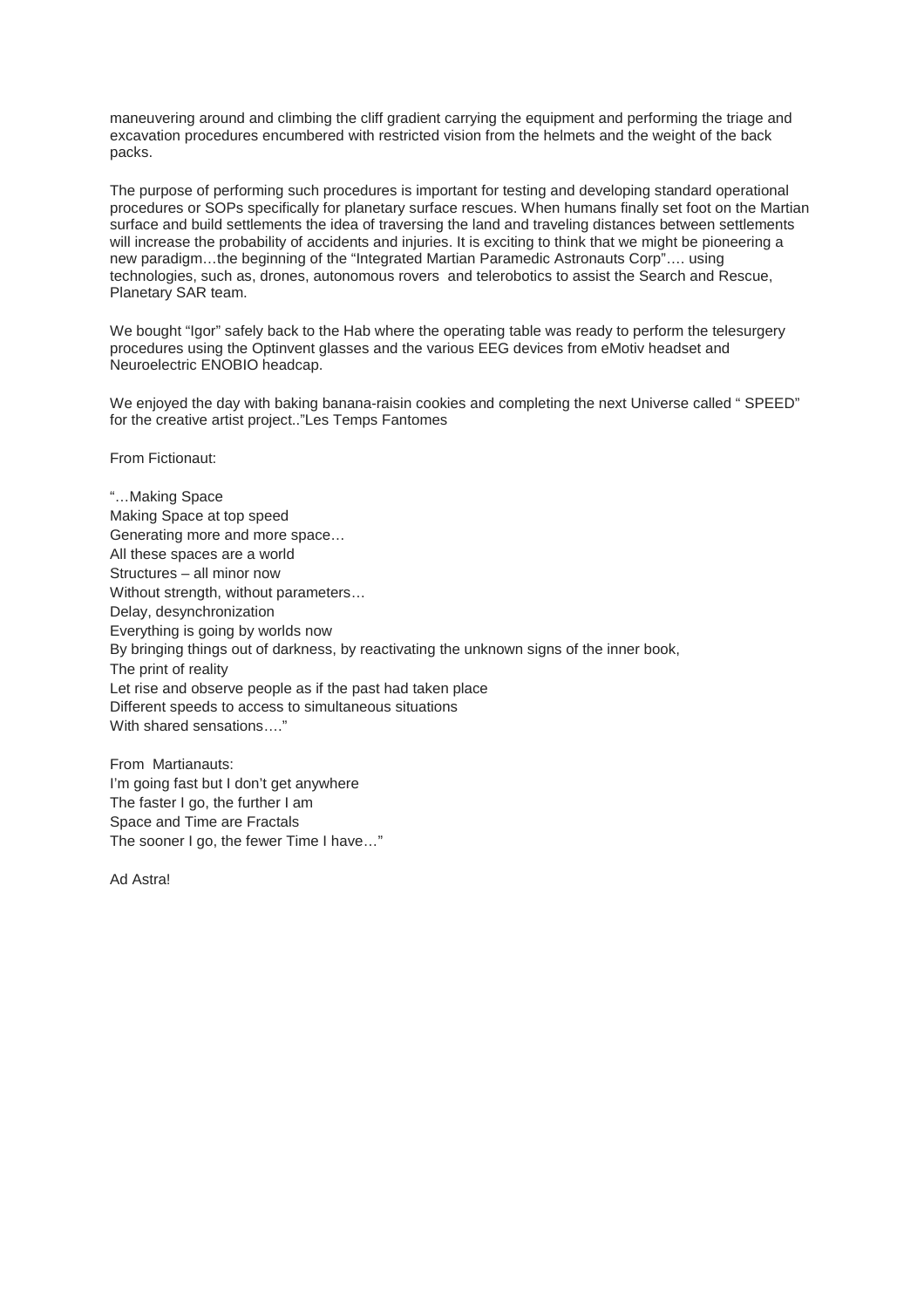maneuvering around and climbing the cliff gradient carrying the equipment and performing the triage and excavation procedures encumbered with restricted vision from the helmets and the weight of the back packs.

The purpose of performing such procedures is important for testing and developing standard operational procedures or SOPs specifically for planetary surface rescues. When humans finally set foot on the Martian surface and build settlements the idea of traversing the land and traveling distances between settlements will increase the probability of accidents and injuries. It is exciting to think that we might be pioneering a new paradigm…the beginning of the "Integrated Martian Paramedic Astronauts Corp"…. using technologies, such as, drones, autonomous rovers and telerobotics to assist the Search and Rescue, Planetary SAR team.

We bought "Igor" safely back to the Hab where the operating table was ready to perform the telesurgery procedures using the Optinvent glasses and the various EEG devices from eMotiv headset and Neuroelectric ENOBIO headcap.

We enjoyed the day with baking banana-raisin cookies and completing the next Universe called " SPEED" for the creative artist project.."Les Temps Fantomes

From Fictionaut:

"…Making Space
Making Space at top speed
Generating more and more space…
All these spaces are a world
Structures – all minor now
Without strength, without parameters…
Delay, desynchronization
Everything is going by worlds now
By bringing things out of darkness, by reactivating the unknown signs of the inner book,
The print of reality
Let rise and observe people as if the past had taken place
Different speeds to access to simultaneous situations
With shared sensations…."

From Martianauts:
I'm going fast but I don't get anywhere
The faster I go, the further I am
Space and Time are Fractals
The sooner I go, the fewer Time I have…"

Ad Astra!